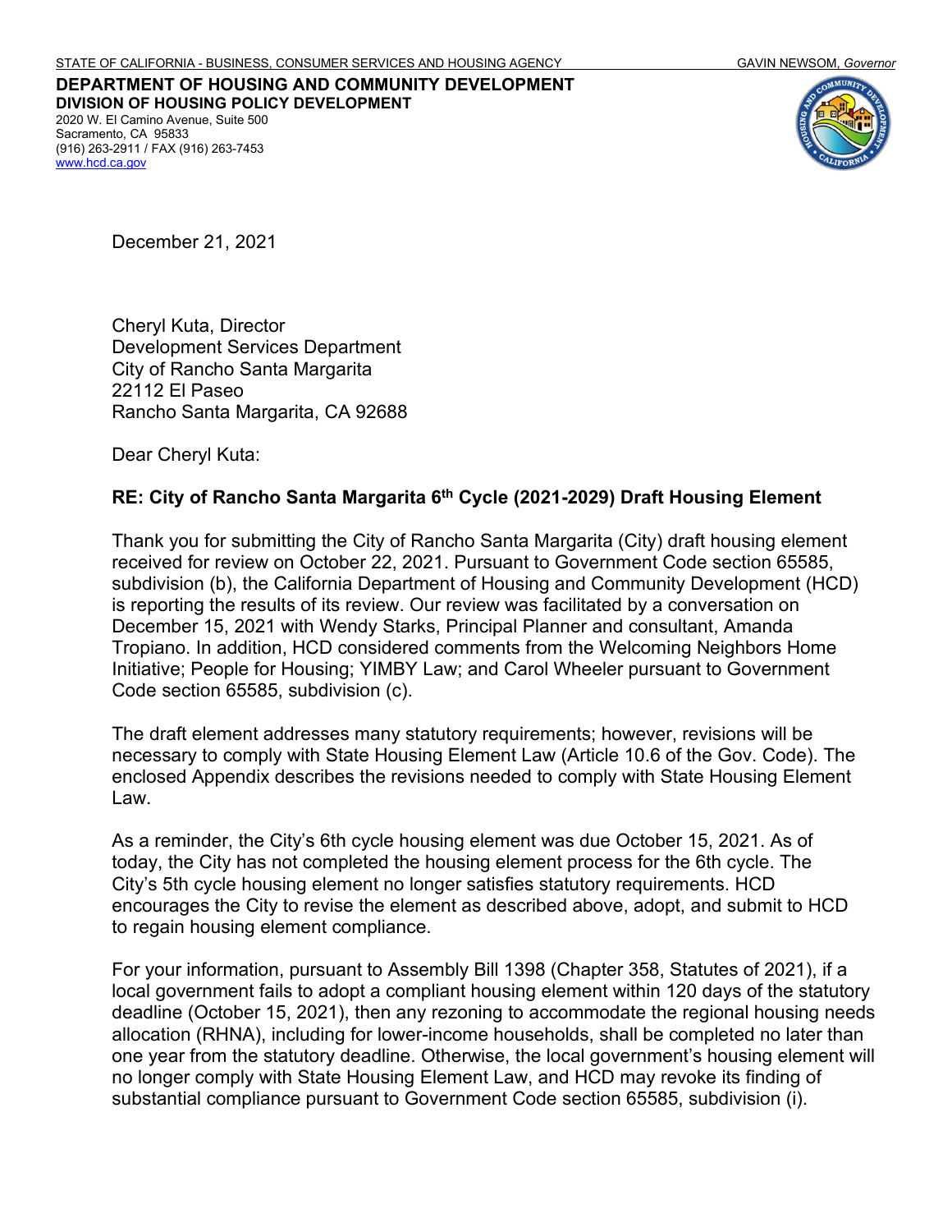STATE OF CALIFORNIA - BUSINESS, CONSUMER SERVICES AND HOUSING AGENCY GAVIN NEWSOM, *Governor*

**DEPARTMENT OF HOUSING AND COMMUNITY DEVELOPMENT**
**DIVISION OF HOUSING POLICY DEVELOPMENT**
2020 W. El Camino Avenue, Suite 500
Sacramento, CA 95833
(916) 263-2911 / FAX (916) 263-7453
www.hcd.ca.gov

December 21, 2021

Cheryl Kuta, Director
Development Services Department
City of Rancho Santa Margarita
22112 El Paseo
Rancho Santa Margarita, CA 92688

Dear Cheryl Kuta:

**RE: City of Rancho Santa Margarita 6th Cycle (2021-2029) Draft Housing Element**

Thank you for submitting the City of Rancho Santa Margarita (City) draft housing element received for review on October 22, 2021. Pursuant to Government Code section 65585, subdivision (b), the California Department of Housing and Community Development (HCD) is reporting the results of its review. Our review was facilitated by a conversation on December 15, 2021 with Wendy Starks, Principal Planner and consultant, Amanda Tropiano. In addition, HCD considered comments from the Welcoming Neighbors Home Initiative; People for Housing; YIMBY Law; and Carol Wheeler pursuant to Government Code section 65585, subdivision (c).

The draft element addresses many statutory requirements; however, revisions will be necessary to comply with State Housing Element Law (Article 10.6 of the Gov. Code). The enclosed Appendix describes the revisions needed to comply with State Housing Element Law.

As a reminder, the City's 6th cycle housing element was due October 15, 2021. As of today, the City has not completed the housing element process for the 6th cycle. The City's 5th cycle housing element no longer satisfies statutory requirements. HCD encourages the City to revise the element as described above, adopt, and submit to HCD to regain housing element compliance.

For your information, pursuant to Assembly Bill 1398 (Chapter 358, Statutes of 2021), if a local government fails to adopt a compliant housing element within 120 days of the statutory deadline (October 15, 2021), then any rezoning to accommodate the regional housing needs allocation (RHNA), including for lower-income households, shall be completed no later than one year from the statutory deadline. Otherwise, the local government's housing element will no longer comply with State Housing Element Law, and HCD may revoke its finding of substantial compliance pursuant to Government Code section 65585, subdivision (i).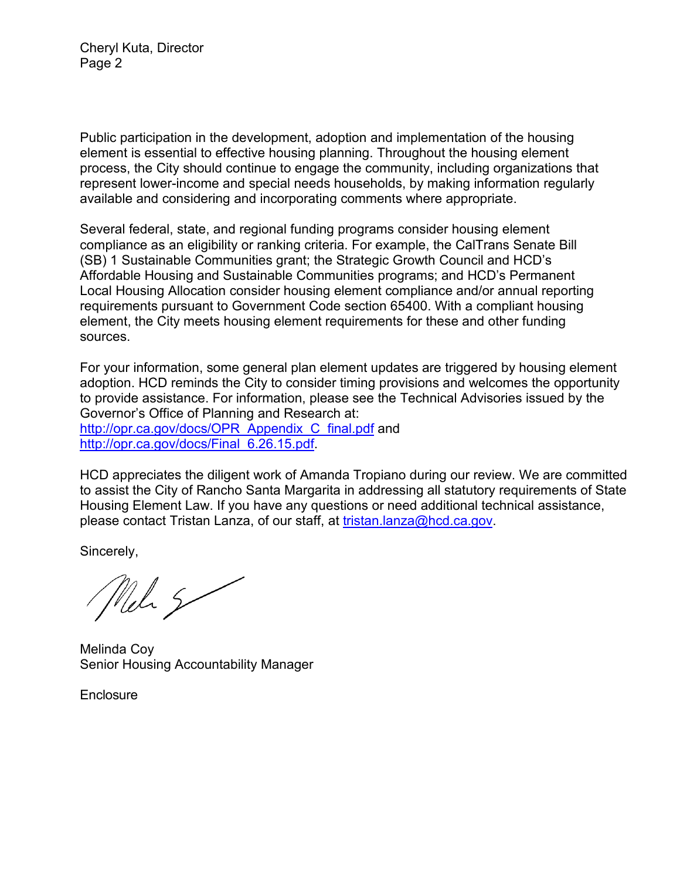Public participation in the development, adoption and implementation of the housing element is essential to effective housing planning. Throughout the housing element process, the City should continue to engage the community, including organizations that represent lower-income and special needs households, by making information regularly available and considering and incorporating comments where appropriate.

Several federal, state, and regional funding programs consider housing element compliance as an eligibility or ranking criteria. For example, the CalTrans Senate Bill (SB) 1 Sustainable Communities grant; the Strategic Growth Council and HCD's Affordable Housing and Sustainable Communities programs; and HCD's Permanent Local Housing Allocation consider housing element compliance and/or annual reporting requirements pursuant to Government Code section 65400. With a compliant housing element, the City meets housing element requirements for these and other funding sources.

For your information, some general plan element updates are triggered by housing element adoption. HCD reminds the City to consider timing provisions and welcomes the opportunity to provide assistance. For information, please see the Technical Advisories issued by the Governor's Office of Planning and Research at: http://opr.ca.gov/docs/OPR_Appendix_C_final.pdf and http://opr.ca.gov/docs/Final_6.26.15.pdf.

HCD appreciates the diligent work of Amanda Tropiano during our review. We are committed to assist the City of Rancho Santa Margarita in addressing all statutory requirements of State Housing Element Law. If you have any questions or need additional technical assistance, please contact Tristan Lanza, of our staff, at tristan.lanza@hcd.ca.gov.

Sincerely,

Melinda Coy
Senior Housing Accountability Manager

Enclosure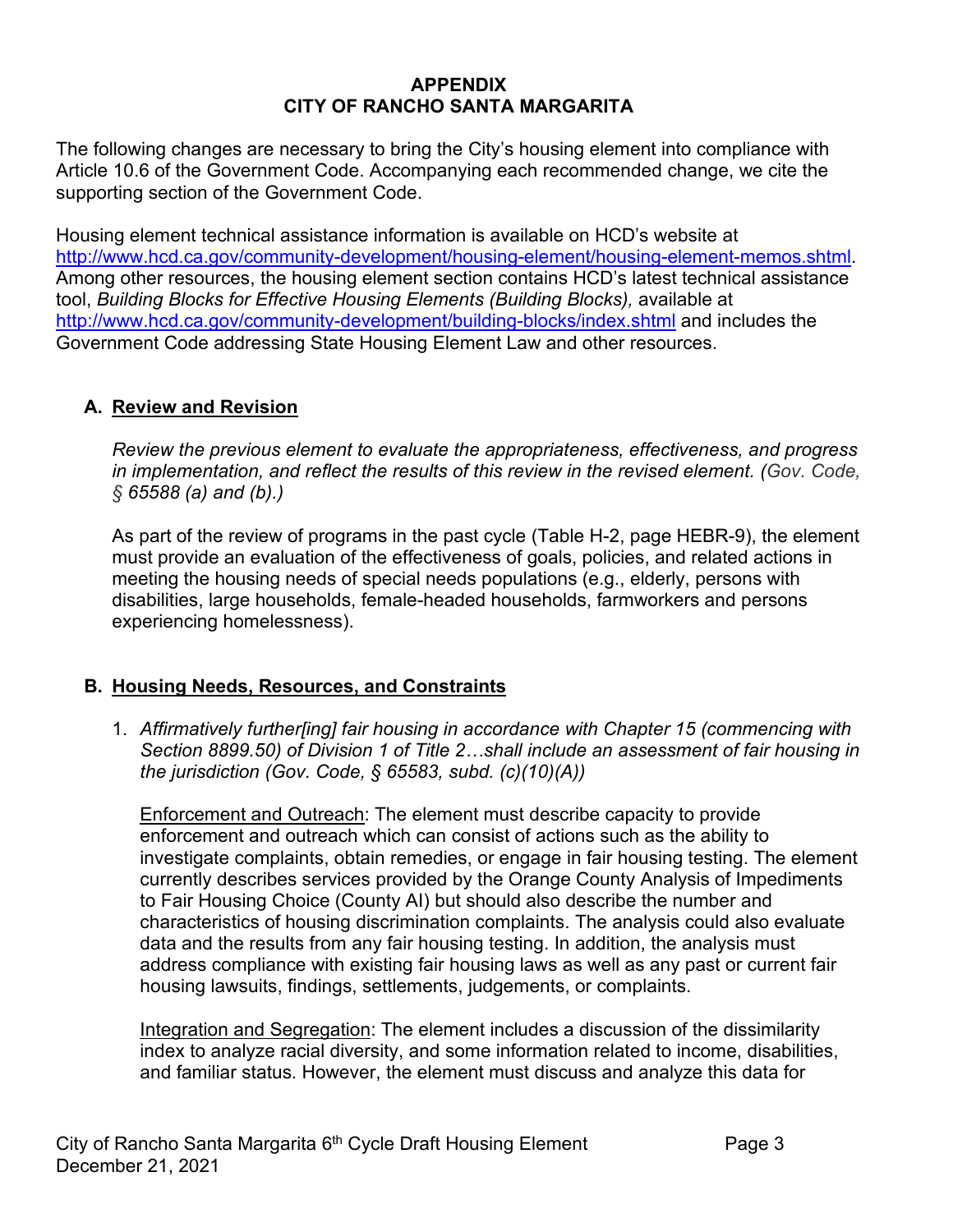## APPENDIX
## CITY OF RANCHO SANTA MARGARITA

The following changes are necessary to bring the City's housing element into compliance with Article 10.6 of the Government Code. Accompanying each recommended change, we cite the supporting section of the Government Code.

Housing element technical assistance information is available on HCD's website at [http://www.hcd.ca.gov/community-development/housing-element/housing-element-memos.shtml](http://www.hcd.ca.gov/community-development/housing-element/housing-element-memos.shtml). Among other resources, the housing element section contains HCD's latest technical assistance tool, *Building Blocks for Effective Housing Elements (Building Blocks),* available at [http://www.hcd.ca.gov/community-development/building-blocks/index.shtml](http://www.hcd.ca.gov/community-development/building-blocks/index.shtml) and includes the Government Code addressing State Housing Element Law and other resources.

### A. Review and Revision

*Review the previous element to evaluate the appropriateness, effectiveness, and progress in implementation, and reflect the results of this review in the revised element. (Gov. Code, § 65588 (a) and (b).)*

As part of the review of programs in the past cycle (Table H-2, page HEBR-9), the element must provide an evaluation of the effectiveness of goals, policies, and related actions in meeting the housing needs of special needs populations (e.g., elderly, persons with disabilities, large households, female-headed households, farmworkers and persons experiencing homelessness).

### B. Housing Needs, Resources, and Constraints

1. *Affirmatively further[ing] fair housing in accordance with Chapter 15 (commencing with Section 8899.50) of Division 1 of Title 2…shall include an assessment of fair housing in the jurisdiction (Gov. Code, § 65583, subd. (c)(10)(A))*

   Enforcement and Outreach: The element must describe capacity to provide enforcement and outreach which can consist of actions such as the ability to investigate complaints, obtain remedies, or engage in fair housing testing. The element currently describes services provided by the Orange County Analysis of Impediments to Fair Housing Choice (County AI) but should also describe the number and characteristics of housing discrimination complaints. The analysis could also evaluate data and the results from any fair housing testing. In addition, the analysis must address compliance with existing fair housing laws as well as any past or current fair housing lawsuits, findings, settlements, judgements, or complaints.

   Integration and Segregation: The element includes a discussion of the dissimilarity index to analyze racial diversity, and some information related to income, disabilities, and familiar status. However, the element must discuss and analyze this data for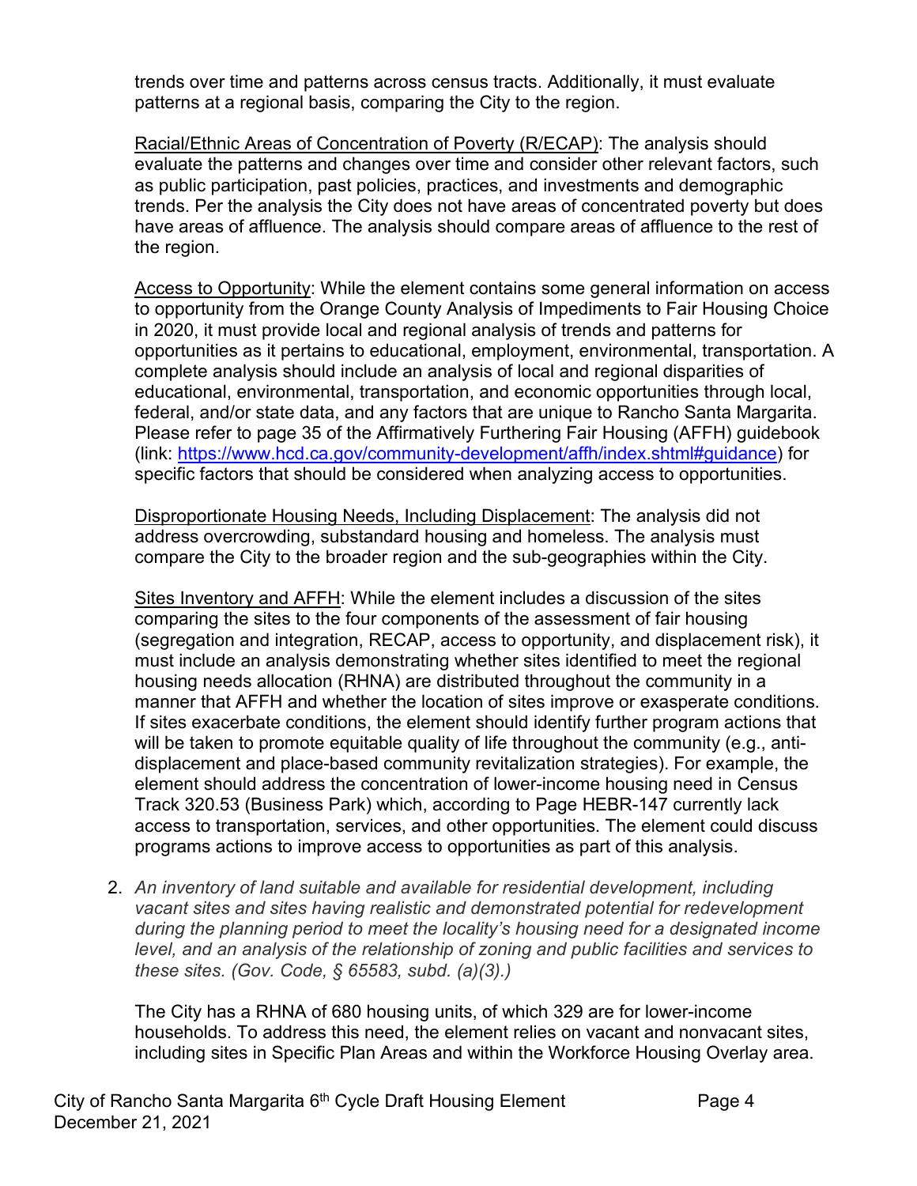trends over time and patterns across census tracts. Additionally, it must evaluate patterns at a regional basis, comparing the City to the region.

Racial/Ethnic Areas of Concentration of Poverty (R/ECAP): The analysis should evaluate the patterns and changes over time and consider other relevant factors, such as public participation, past policies, practices, and investments and demographic trends. Per the analysis the City does not have areas of concentrated poverty but does have areas of affluence. The analysis should compare areas of affluence to the rest of the region.

Access to Opportunity: While the element contains some general information on access to opportunity from the Orange County Analysis of Impediments to Fair Housing Choice in 2020, it must provide local and regional analysis of trends and patterns for opportunities as it pertains to educational, employment, environmental, transportation. A complete analysis should include an analysis of local and regional disparities of educational, environmental, transportation, and economic opportunities through local, federal, and/or state data, and any factors that are unique to Rancho Santa Margarita. Please refer to page 35 of the Affirmatively Furthering Fair Housing (AFFH) guidebook (link: https://www.hcd.ca.gov/community-development/affh/index.shtml#guidance) for specific factors that should be considered when analyzing access to opportunities.

Disproportionate Housing Needs, Including Displacement: The analysis did not address overcrowding, substandard housing and homeless. The analysis must compare the City to the broader region and the sub-geographies within the City.

Sites Inventory and AFFH: While the element includes a discussion of the sites comparing the sites to the four components of the assessment of fair housing (segregation and integration, RECAP, access to opportunity, and displacement risk), it must include an analysis demonstrating whether sites identified to meet the regional housing needs allocation (RHNA) are distributed throughout the community in a manner that AFFH and whether the location of sites improve or exasperate conditions. If sites exacerbate conditions, the element should identify further program actions that will be taken to promote equitable quality of life throughout the community (e.g., anti-displacement and place-based community revitalization strategies). For example, the element should address the concentration of lower-income housing need in Census Track 320.53 (Business Park) which, according to Page HEBR-147 currently lack access to transportation, services, and other opportunities. The element could discuss programs actions to improve access to opportunities as part of this analysis.

2. *An inventory of land suitable and available for residential development, including vacant sites and sites having realistic and demonstrated potential for redevelopment during the planning period to meet the locality's housing need for a designated income level, and an analysis of the relationship of zoning and public facilities and services to these sites. (Gov. Code, § 65583, subd. (a)(3).)*

   The City has a RHNA of 680 housing units, of which 329 are for lower-income households. To address this need, the element relies on vacant and nonvacant sites, including sites in Specific Plan Areas and within the Workforce Housing Overlay area.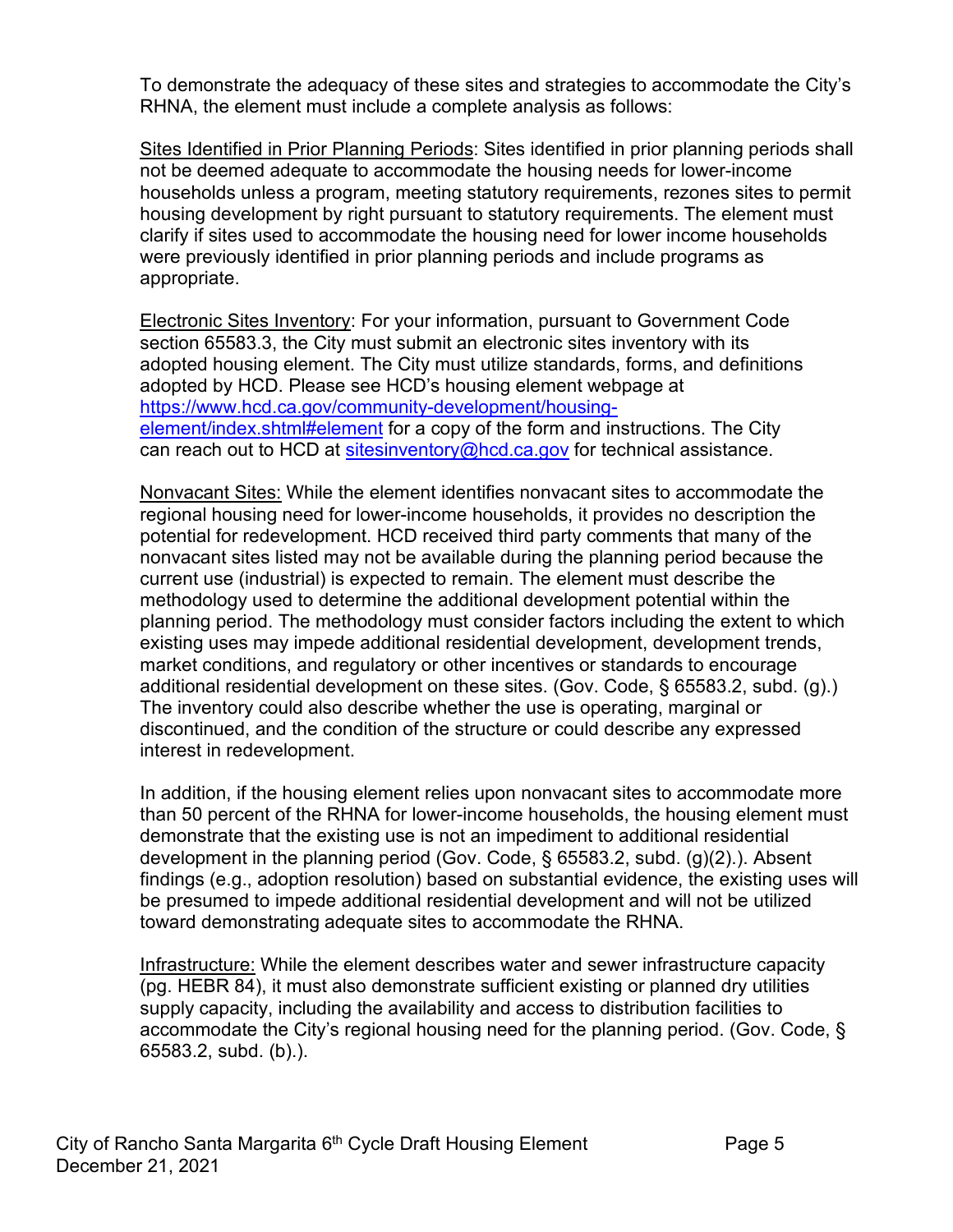To demonstrate the adequacy of these sites and strategies to accommodate the City's RHNA, the element must include a complete analysis as follows:

Sites Identified in Prior Planning Periods: Sites identified in prior planning periods shall not be deemed adequate to accommodate the housing needs for lower-income households unless a program, meeting statutory requirements, rezones sites to permit housing development by right pursuant to statutory requirements. The element must clarify if sites used to accommodate the housing need for lower income households were previously identified in prior planning periods and include programs as appropriate.

Electronic Sites Inventory: For your information, pursuant to Government Code section 65583.3, the City must submit an electronic sites inventory with its adopted housing element. The City must utilize standards, forms, and definitions adopted by HCD. Please see HCD's housing element webpage at [https://www.hcd.ca.gov/community-development/housing-element/index.shtml#element](https://www.hcd.ca.gov/community-development/housing-element/index.shtml#element) for a copy of the form and instructions. The City can reach out to HCD at [sitesinventory@hcd.ca.gov](mailto:sitesinventory@hcd.ca.gov) for technical assistance.

Nonvacant Sites: While the element identifies nonvacant sites to accommodate the regional housing need for lower-income households, it provides no description the potential for redevelopment. HCD received third party comments that many of the nonvacant sites listed may not be available during the planning period because the current use (industrial) is expected to remain. The element must describe the methodology used to determine the additional development potential within the planning period. The methodology must consider factors including the extent to which existing uses may impede additional residential development, development trends, market conditions, and regulatory or other incentives or standards to encourage additional residential development on these sites. (Gov. Code, § 65583.2, subd. (g).) The inventory could also describe whether the use is operating, marginal or discontinued, and the condition of the structure or could describe any expressed interest in redevelopment.

In addition, if the housing element relies upon nonvacant sites to accommodate more than 50 percent of the RHNA for lower-income households, the housing element must demonstrate that the existing use is not an impediment to additional residential development in the planning period (Gov. Code, § 65583.2, subd. (g)(2).). Absent findings (e.g., adoption resolution) based on substantial evidence, the existing uses will be presumed to impede additional residential development and will not be utilized toward demonstrating adequate sites to accommodate the RHNA.

Infrastructure: While the element describes water and sewer infrastructure capacity (pg. HEBR 84), it must also demonstrate sufficient existing or planned dry utilities supply capacity, including the availability and access to distribution facilities to accommodate the City's regional housing need for the planning period. (Gov. Code, § 65583.2, subd. (b).).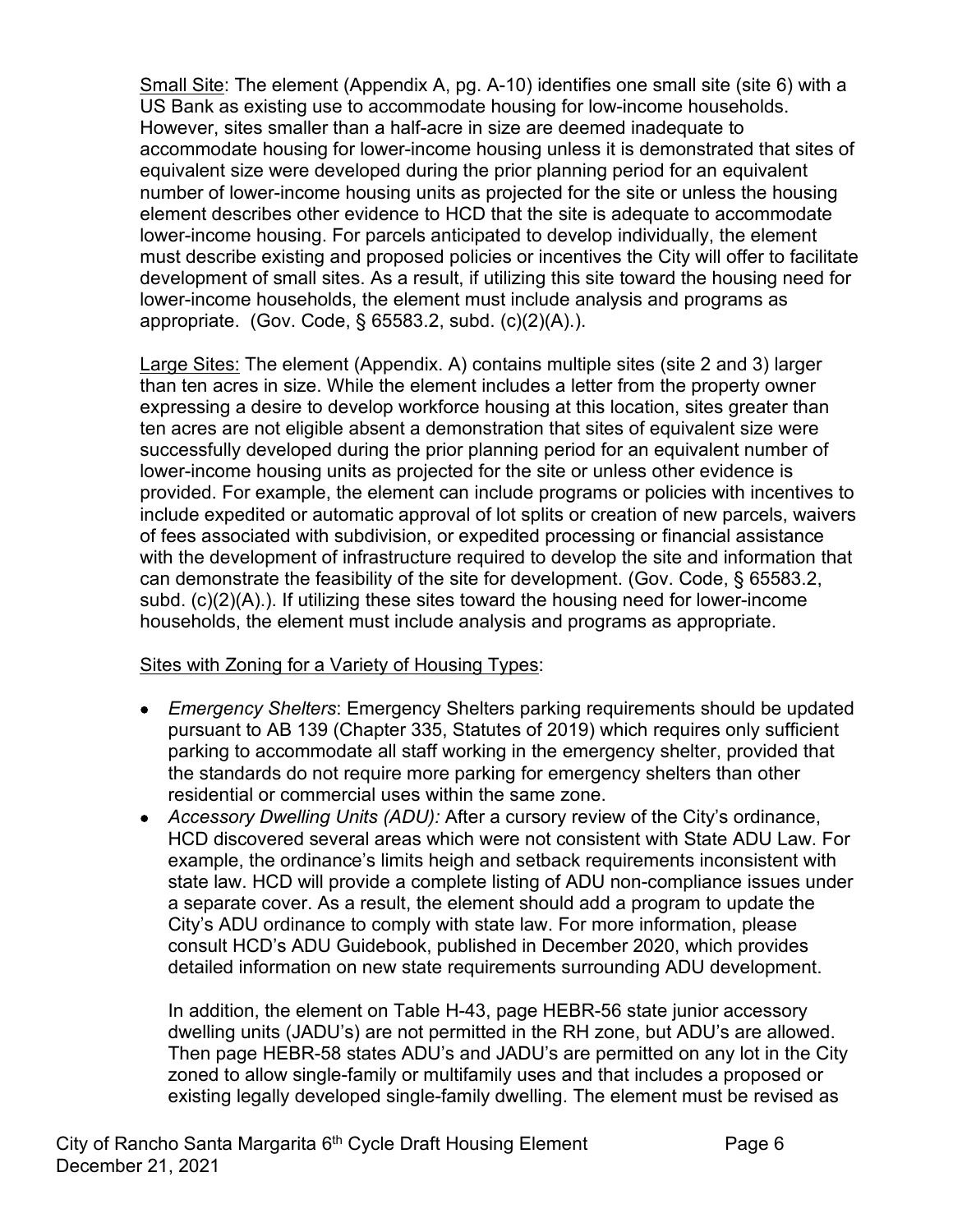Small Site: The element (Appendix A, pg. A-10) identifies one small site (site 6) with a US Bank as existing use to accommodate housing for low-income households. However, sites smaller than a half-acre in size are deemed inadequate to accommodate housing for lower-income housing unless it is demonstrated that sites of equivalent size were developed during the prior planning period for an equivalent number of lower-income housing units as projected for the site or unless the housing element describes other evidence to HCD that the site is adequate to accommodate lower-income housing. For parcels anticipated to develop individually, the element must describe existing and proposed policies or incentives the City will offer to facilitate development of small sites. As a result, if utilizing this site toward the housing need for lower-income households, the element must include analysis and programs as appropriate. (Gov. Code, § 65583.2, subd. (c)(2)(A).).

Large Sites: The element (Appendix. A) contains multiple sites (site 2 and 3) larger than ten acres in size. While the element includes a letter from the property owner expressing a desire to develop workforce housing at this location, sites greater than ten acres are not eligible absent a demonstration that sites of equivalent size were successfully developed during the prior planning period for an equivalent number of lower-income housing units as projected for the site or unless other evidence is provided. For example, the element can include programs or policies with incentives to include expedited or automatic approval of lot splits or creation of new parcels, waivers of fees associated with subdivision, or expedited processing or financial assistance with the development of infrastructure required to develop the site and information that can demonstrate the feasibility of the site for development. (Gov. Code, § 65583.2, subd. (c)(2)(A).). If utilizing these sites toward the housing need for lower-income households, the element must include analysis and programs as appropriate.

Sites with Zoning for a Variety of Housing Types:

- *Emergency Shelters*: Emergency Shelters parking requirements should be updated pursuant to AB 139 (Chapter 335, Statutes of 2019) which requires only sufficient parking to accommodate all staff working in the emergency shelter, provided that the standards do not require more parking for emergency shelters than other residential or commercial uses within the same zone.
- *Accessory Dwelling Units (ADU):* After a cursory review of the City's ordinance, HCD discovered several areas which were not consistent with State ADU Law. For example, the ordinance's limits heigh and setback requirements inconsistent with state law. HCD will provide a complete listing of ADU non-compliance issues under a separate cover. As a result, the element should add a program to update the City's ADU ordinance to comply with state law. For more information, please consult HCD's ADU Guidebook, published in December 2020, which provides detailed information on new state requirements surrounding ADU development.

  In addition, the element on Table H-43, page HEBR-56 state junior accessory dwelling units (JADU's) are not permitted in the RH zone, but ADU's are allowed. Then page HEBR-58 states ADU's and JADU's are permitted on any lot in the City zoned to allow single-family or multifamily uses and that includes a proposed or existing legally developed single-family dwelling. The element must be revised as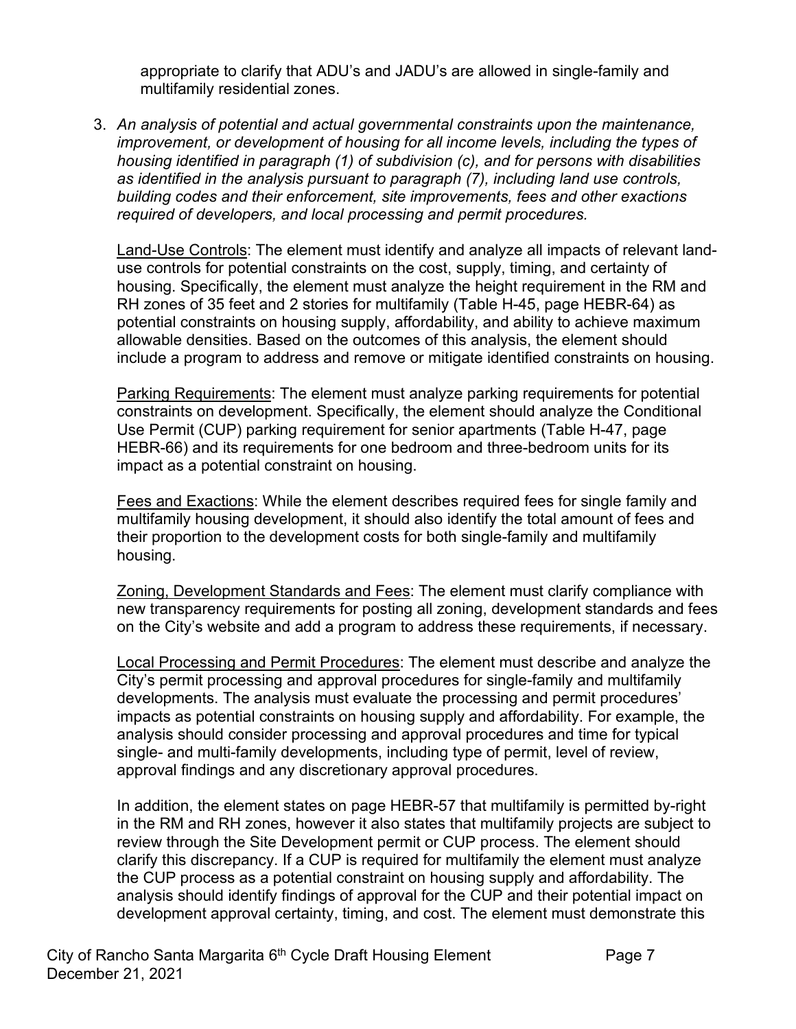appropriate to clarify that ADU's and JADU's are allowed in single-family and multifamily residential zones.

3. *An analysis of potential and actual governmental constraints upon the maintenance, improvement, or development of housing for all income levels, including the types of housing identified in paragraph (1) of subdivision (c), and for persons with disabilities as identified in the analysis pursuant to paragraph (7), including land use controls, building codes and their enforcement, site improvements, fees and other exactions required of developers, and local processing and permit procedures.*

   Land-Use Controls: The element must identify and analyze all impacts of relevant land-use controls for potential constraints on the cost, supply, timing, and certainty of housing. Specifically, the element must analyze the height requirement in the RM and RH zones of 35 feet and 2 stories for multifamily (Table H-45, page HEBR-64) as potential constraints on housing supply, affordability, and ability to achieve maximum allowable densities. Based on the outcomes of this analysis, the element should include a program to address and remove or mitigate identified constraints on housing.

   Parking Requirements: The element must analyze parking requirements for potential constraints on development. Specifically, the element should analyze the Conditional Use Permit (CUP) parking requirement for senior apartments (Table H-47, page HEBR-66) and its requirements for one bedroom and three-bedroom units for its impact as a potential constraint on housing.

   Fees and Exactions: While the element describes required fees for single family and multifamily housing development, it should also identify the total amount of fees and their proportion to the development costs for both single-family and multifamily housing.

   Zoning, Development Standards and Fees: The element must clarify compliance with new transparency requirements for posting all zoning, development standards and fees on the City's website and add a program to address these requirements, if necessary.

   Local Processing and Permit Procedures: The element must describe and analyze the City's permit processing and approval procedures for single-family and multifamily developments. The analysis must evaluate the processing and permit procedures' impacts as potential constraints on housing supply and affordability. For example, the analysis should consider processing and approval procedures and time for typical single- and multi-family developments, including type of permit, level of review, approval findings and any discretionary approval procedures.

   In addition, the element states on page HEBR-57 that multifamily is permitted by-right in the RM and RH zones, however it also states that multifamily projects are subject to review through the Site Development permit or CUP process. The element should clarify this discrepancy. If a CUP is required for multifamily the element must analyze the CUP process as a potential constraint on housing supply and affordability. The analysis should identify findings of approval for the CUP and their potential impact on development approval certainty, timing, and cost. The element must demonstrate this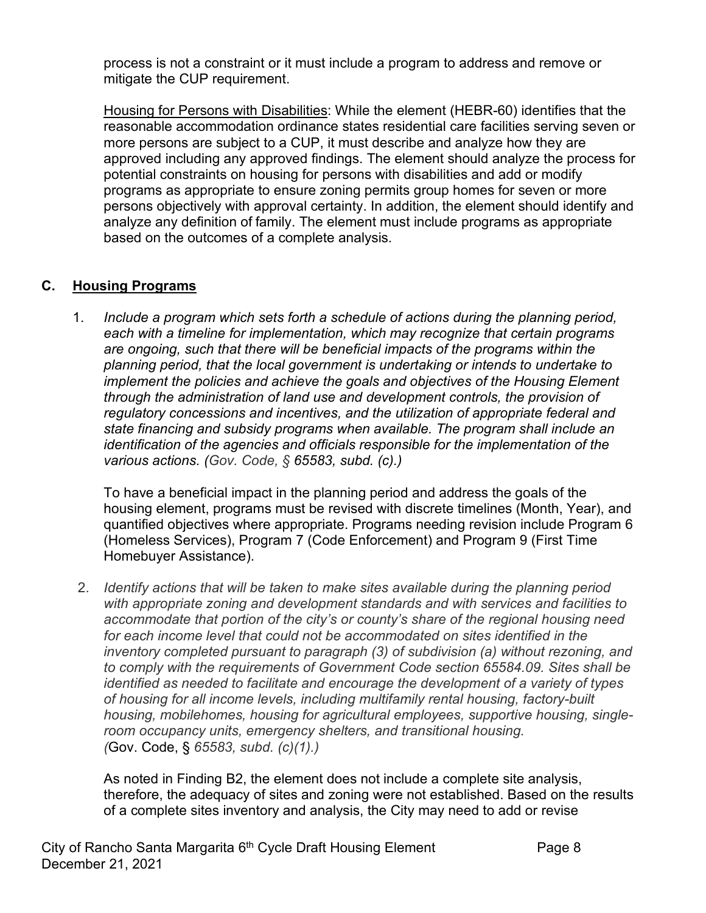process is not a constraint or it must include a program to address and remove or mitigate the CUP requirement.

Housing for Persons with Disabilities: While the element (HEBR-60) identifies that the reasonable accommodation ordinance states residential care facilities serving seven or more persons are subject to a CUP, it must describe and analyze how they are approved including any approved findings. The element should analyze the process for potential constraints on housing for persons with disabilities and add or modify programs as appropriate to ensure zoning permits group homes for seven or more persons objectively with approval certainty. In addition, the element should identify and analyze any definition of family. The element must include programs as appropriate based on the outcomes of a complete analysis.

## C. Housing Programs

1. *Include a program which sets forth a schedule of actions during the planning period, each with a timeline for implementation, which may recognize that certain programs are ongoing, such that there will be beneficial impacts of the programs within the planning period, that the local government is undertaking or intends to undertake to implement the policies and achieve the goals and objectives of the Housing Element through the administration of land use and development controls, the provision of regulatory concessions and incentives, and the utilization of appropriate federal and state financing and subsidy programs when available. The program shall include an identification of the agencies and officials responsible for the implementation of the various actions. (Gov. Code, § 65583, subd. (c).)*

   To have a beneficial impact in the planning period and address the goals of the housing element, programs must be revised with discrete timelines (Month, Year), and quantified objectives where appropriate. Programs needing revision include Program 6 (Homeless Services), Program 7 (Code Enforcement) and Program 9 (First Time Homebuyer Assistance).

2. *Identify actions that will be taken to make sites available during the planning period with appropriate zoning and development standards and with services and facilities to accommodate that portion of the city's or county's share of the regional housing need for each income level that could not be accommodated on sites identified in the inventory completed pursuant to paragraph (3) of subdivision (a) without rezoning, and to comply with the requirements of Government Code section 65584.09. Sites shall be identified as needed to facilitate and encourage the development of a variety of types of housing for all income levels, including multifamily rental housing, factory-built housing, mobilehomes, housing for agricultural employees, supportive housing, single-room occupancy units, emergency shelters, and transitional housing.* (Gov. Code, § *65583, subd. (c)(1).)*

   As noted in Finding B2, the element does not include a complete site analysis, therefore, the adequacy of sites and zoning were not established. Based on the results of a complete sites inventory and analysis, the City may need to add or revise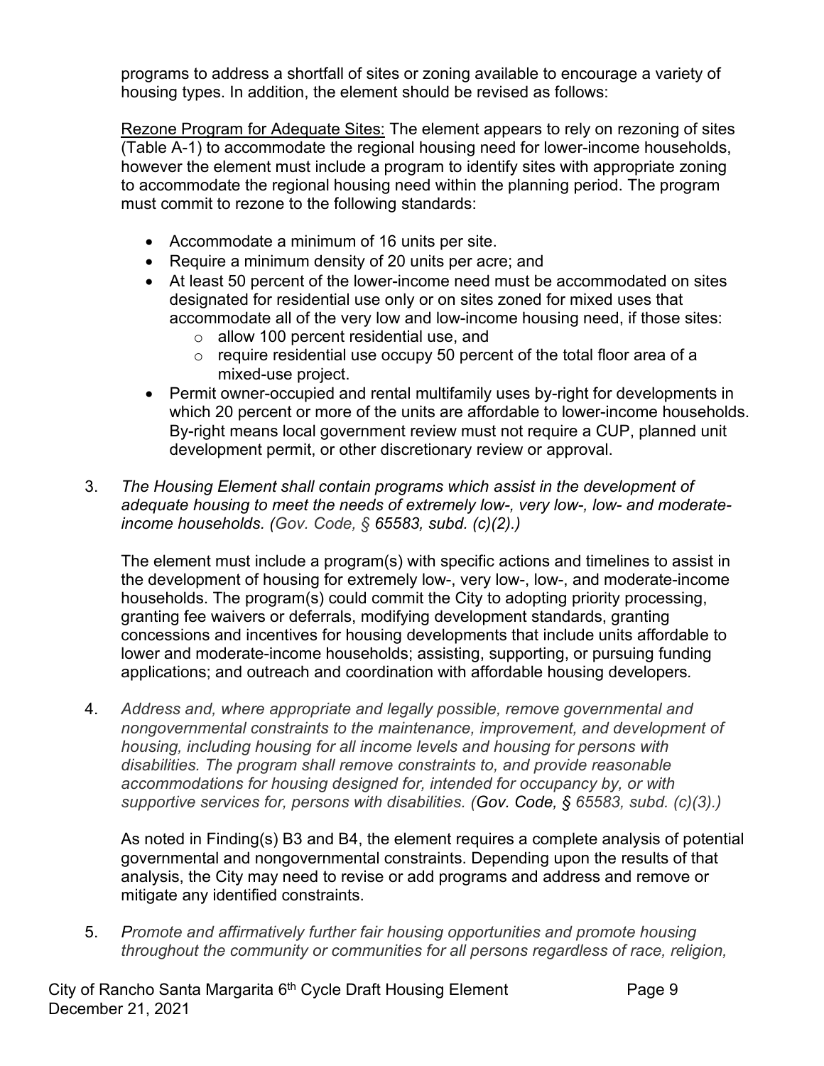programs to address a shortfall of sites or zoning available to encourage a variety of housing types. In addition, the element should be revised as follows:

<u>Rezone Program for Adequate Sites:</u> The element appears to rely on rezoning of sites (Table A-1) to accommodate the regional housing need for lower-income households, however the element must include a program to identify sites with appropriate zoning to accommodate the regional housing need within the planning period. The program must commit to rezone to the following standards:

- Accommodate a minimum of 16 units per site.
- Require a minimum density of 20 units per acre; and
- At least 50 percent of the lower-income need must be accommodated on sites designated for residential use only or on sites zoned for mixed uses that accommodate all of the very low and low-income housing need, if those sites:
  - allow 100 percent residential use, and
  - require residential use occupy 50 percent of the total floor area of a mixed-use project.
- Permit owner-occupied and rental multifamily uses by-right for developments in which 20 percent or more of the units are affordable to lower-income households. By-right means local government review must not require a CUP, planned unit development permit, or other discretionary review or approval.

3. *The Housing Element shall contain programs which assist in the development of adequate housing to meet the needs of extremely low-, very low-, low- and moderate-income households. (Gov. Code, § 65583, subd. (c)(2).)*

   The element must include a program(s) with specific actions and timelines to assist in the development of housing for extremely low-, very low-, low-, and moderate-income households. The program(s) could commit the City to adopting priority processing, granting fee waivers or deferrals, modifying development standards, granting concessions and incentives for housing developments that include units affordable to lower and moderate-income households; assisting, supporting, or pursuing funding applications; and outreach and coordination with affordable housing developers.

4. *Address and, where appropriate and legally possible, remove governmental and nongovernmental constraints to the maintenance, improvement, and development of housing, including housing for all income levels and housing for persons with disabilities. The program shall remove constraints to, and provide reasonable accommodations for housing designed for, intended for occupancy by, or with supportive services for, persons with disabilities. (Gov. Code, § 65583, subd. (c)(3).)*

   As noted in Finding(s) B3 and B4, the element requires a complete analysis of potential governmental and nongovernmental constraints. Depending upon the results of that analysis, the City may need to revise or add programs and address and remove or mitigate any identified constraints.

5. *Promote and affirmatively further fair housing opportunities and promote housing throughout the community or communities for all persons regardless of race, religion,*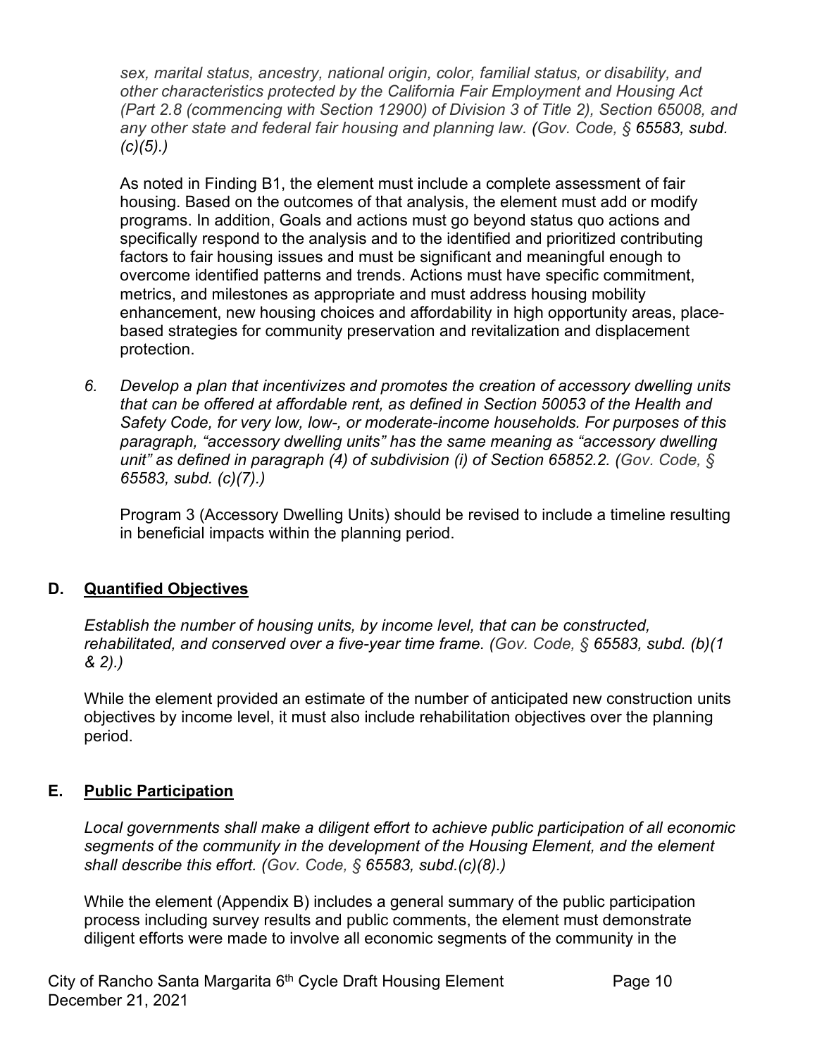*sex, marital status, ancestry, national origin, color, familial status, or disability, and other characteristics protected by the California Fair Employment and Housing Act (Part 2.8 (commencing with Section 12900) of Division 3 of Title 2), Section 65008, and any other state and federal fair housing and planning law. (Gov. Code, § 65583, subd. (c)(5).)*

As noted in Finding B1, the element must include a complete assessment of fair housing. Based on the outcomes of that analysis, the element must add or modify programs. In addition, Goals and actions must go beyond status quo actions and specifically respond to the analysis and to the identified and prioritized contributing factors to fair housing issues and must be significant and meaningful enough to overcome identified patterns and trends. Actions must have specific commitment, metrics, and milestones as appropriate and must address housing mobility enhancement, new housing choices and affordability in high opportunity areas, place-based strategies for community preservation and revitalization and displacement protection.

6. *Develop a plan that incentivizes and promotes the creation of accessory dwelling units that can be offered at affordable rent, as defined in Section 50053 of the Health and Safety Code, for very low, low-, or moderate-income households. For purposes of this paragraph, "accessory dwelling units" has the same meaning as "accessory dwelling unit" as defined in paragraph (4) of subdivision (i) of Section 65852.2. (Gov. Code, § 65583, subd. (c)(7).)*

   Program 3 (Accessory Dwelling Units) should be revised to include a timeline resulting in beneficial impacts within the planning period.

## D. Quantified Objectives

*Establish the number of housing units, by income level, that can be constructed, rehabilitated, and conserved over a five-year time frame. (Gov. Code, § 65583, subd. (b)(1 & 2).)*

While the element provided an estimate of the number of anticipated new construction units objectives by income level, it must also include rehabilitation objectives over the planning period.

## E. Public Participation

*Local governments shall make a diligent effort to achieve public participation of all economic segments of the community in the development of the Housing Element, and the element shall describe this effort. (Gov. Code, § 65583, subd.(c)(8).)*

While the element (Appendix B) includes a general summary of the public participation process including survey results and public comments, the element must demonstrate diligent efforts were made to involve all economic segments of the community in the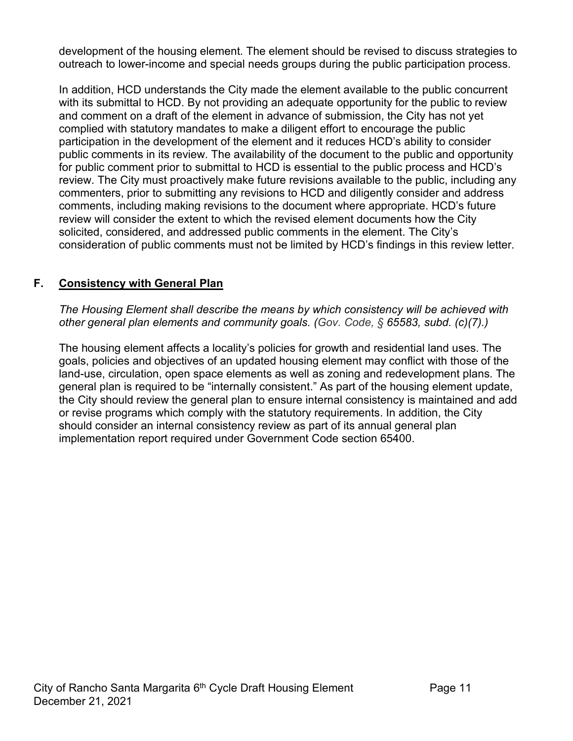development of the housing element. The element should be revised to discuss strategies to outreach to lower-income and special needs groups during the public participation process.

In addition, HCD understands the City made the element available to the public concurrent with its submittal to HCD. By not providing an adequate opportunity for the public to review and comment on a draft of the element in advance of submission, the City has not yet complied with statutory mandates to make a diligent effort to encourage the public participation in the development of the element and it reduces HCD's ability to consider public comments in its review. The availability of the document to the public and opportunity for public comment prior to submittal to HCD is essential to the public process and HCD's review. The City must proactively make future revisions available to the public, including any commenters, prior to submitting any revisions to HCD and diligently consider and address comments, including making revisions to the document where appropriate. HCD's future review will consider the extent to which the revised element documents how the City solicited, considered, and addressed public comments in the element. The City's consideration of public comments must not be limited by HCD's findings in this review letter.

## F. Consistency with General Plan

*The Housing Element shall describe the means by which consistency will be achieved with other general plan elements and community goals. (Gov. Code, § 65583, subd. (c)(7).)*

The housing element affects a locality's policies for growth and residential land uses. The goals, policies and objectives of an updated housing element may conflict with those of the land-use, circulation, open space elements as well as zoning and redevelopment plans. The general plan is required to be "internally consistent." As part of the housing element update, the City should review the general plan to ensure internal consistency is maintained and add or revise programs which comply with the statutory requirements. In addition, the City should consider an internal consistency review as part of its annual general plan implementation report required under Government Code section 65400.